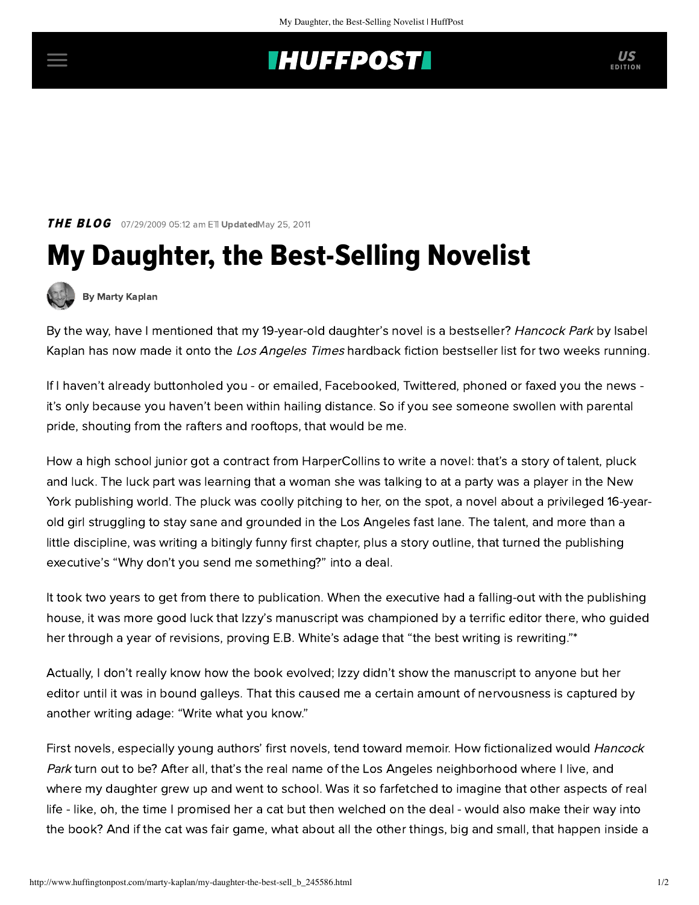**THE BLOG** 07/29/2009 05:12 am ET | **Updated** May 25, 2011

# My Daughter, the Best-Selling Novelist

**By Marty Kaplan**

By the way, have I mentioned that my 19-year-old daughter's novel is a bestseller? *Hancock Park* by Isabel Kaplan has now made it onto the *Los Angeles Times* hardback fiction bestseller list for two weeks running.

If I haven't already buttonholed you - or emailed, Facebooked, Twittered, phoned or faxed you the news - it's only because you haven't been within hailing distance. So if you see someone swollen with parental pride, shouting from the rafters and rooftops, that would be me.

How a high school junior got a contract from HarperCollins to write a novel: that's a story of talent, pluck and luck. The luck part was learning that a woman she was talking to at a party was a player in the New York publishing world. The pluck was coolly pitching to her, on the spot, a novel about a privileged 16-year-old girl struggling to stay sane and grounded in the Los Angeles fast lane. The talent, and more than a little discipline, was writing a bitingly funny first chapter, plus a story outline, that turned the publishing executive's "Why don't you send me something?" into a deal.

It took two years to get from there to publication. When the executive had a falling-out with the publishing house, it was more good luck that Izzy's manuscript was championed by a terrific editor there, who guided her through a year of revisions, proving E.B. White's adage that "the best writing is rewriting."*

Actually, I don't really know how the book evolved; Izzy didn't show the manuscript to anyone but her editor until it was in bound galleys. That this caused me a certain amount of nervousness is captured by another writing adage: "Write what you know."

First novels, especially young authors' first novels, tend toward memoir. How fictionalized would *Hancock Park* turn out to be? After all, that's the real name of the Los Angeles neighborhood where I live, and where my daughter grew up and went to school. Was it so farfetched to imagine that other aspects of real life - like, oh, the time I promised her a cat but then welched on the deal - would also make their way into the book? And if the cat was fair game, what about all the other things, big and small, that happen inside a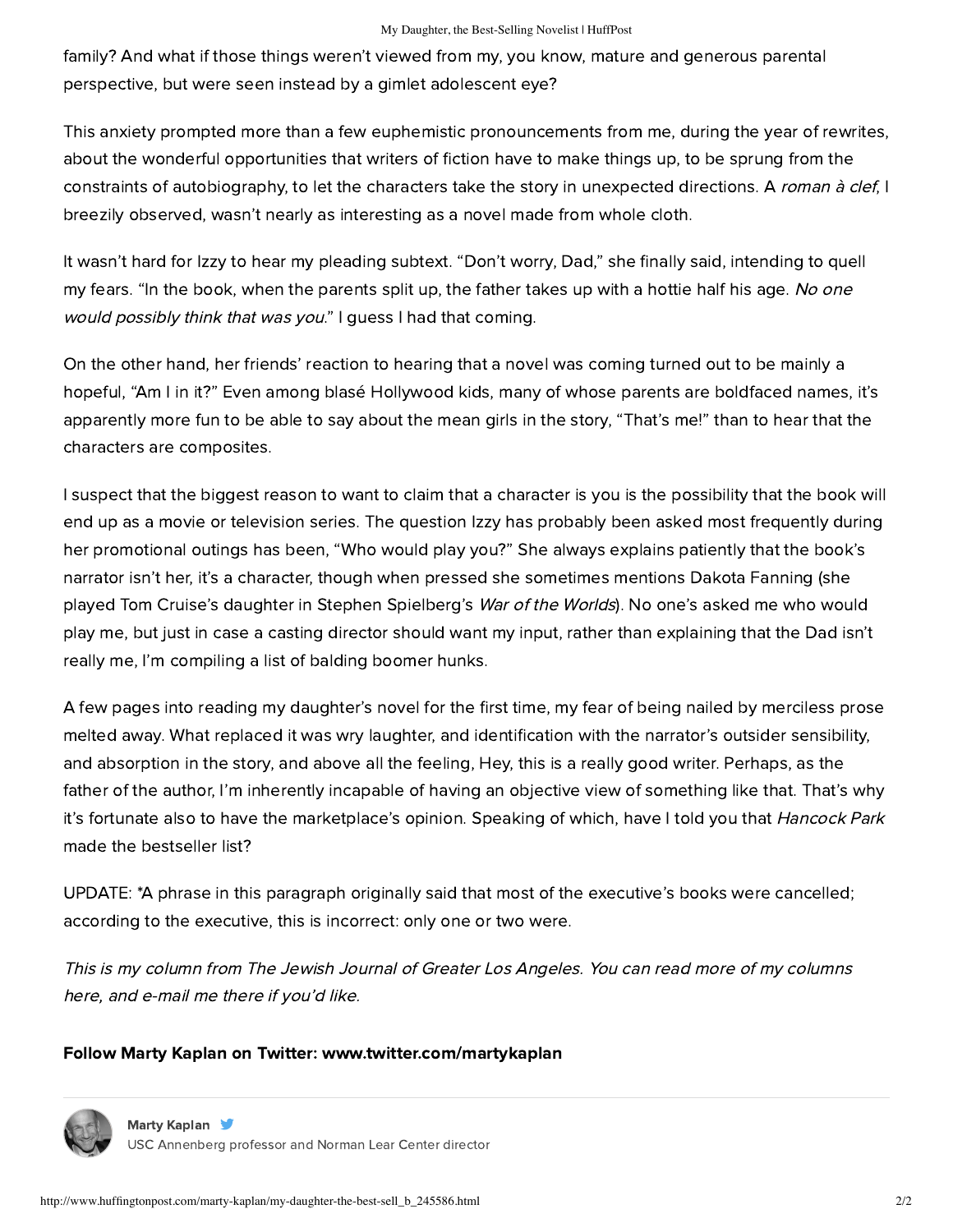family? And what if those things weren't viewed from my, you know, mature and generous parental perspective, but were seen instead by a gimlet adolescent eye?

This anxiety prompted more than a few euphemistic pronouncements from me, during the year of rewrites, about the wonderful opportunities that writers of fiction have to make things up, to be sprung from the constraints of autobiography, to let the characters take the story in unexpected directions. A *roman à clef*, I breezily observed, wasn't nearly as interesting as a novel made from whole cloth.

It wasn't hard for Izzy to hear my pleading subtext. "Don't worry, Dad," she finally said, intending to quell my fears. "In the book, when the parents split up, the father takes up with a hottie half his age. *No one would possibly think that was you.*" I guess I had that coming.

On the other hand, her friends' reaction to hearing that a novel was coming turned out to be mainly a hopeful, "Am I in it?" Even among blasé Hollywood kids, many of whose parents are boldfaced names, it's apparently more fun to be able to say about the mean girls in the story, "That's me!" than to hear that the characters are composites.

I suspect that the biggest reason to want to claim that a character is you is the possibility that the book will end up as a movie or television series. The question Izzy has probably been asked most frequently during her promotional outings has been, "Who would play you?" She always explains patiently that the book's narrator isn't her, it's a character, though when pressed she sometimes mentions Dakota Fanning (she played Tom Cruise's daughter in Stephen Spielberg's *War of the Worlds*). No one's asked me who would play me, but just in case a casting director should want my input, rather than explaining that the Dad isn't really me, I'm compiling a list of balding boomer hunks.

A few pages into reading my daughter's novel for the first time, my fear of being nailed by merciless prose melted away. What replaced it was wry laughter, and identification with the narrator's outsider sensibility, and absorption in the story, and above all the feeling, Hey, this is a really good writer. Perhaps, as the father of the author, I'm inherently incapable of having an objective view of something like that. That's why it's fortunate also to have the marketplace's opinion. Speaking of which, have I told you that *Hancock Park* made the bestseller list?

UPDATE: *A phrase in this paragraph originally said that most of the executive's books were cancelled; according to the executive, this is incorrect: only one or two were.

*This is my column from The Jewish Journal of Greater Los Angeles. You can read more of my columns here, and e-mail me there if you'd like.*

**Follow Marty Kaplan on Twitter: www.twitter.com/martykaplan**

**Marty Kaplan**

USC Annenberg professor and Norman Lear Center director